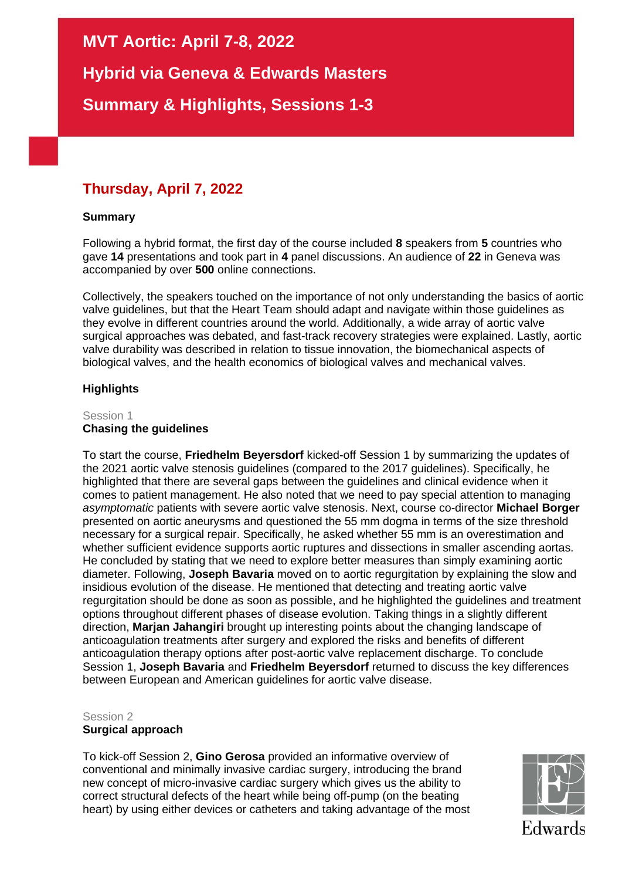# MVT Aortic: April 7-8, 2022

# Hybrid via Geneva & Edwards Masters

# Summary & Highlights, Sessions 1-3

## Thursday, April 7, 2022

### Summary

Following a hybrid format, the first day of the course included **8** speakers from **5** countries who gave **14** presentations and took part in **4** panel discussions. An audience of **22** in Geneva was accompanied by over **500** online connections.

Collectively, the speakers touched on the importance of not only understanding the basics of aortic valve guidelines, but that the Heart Team should adapt and navigate within those guidelines as they evolve in different countries around the world. Additionally, a wide array of aortic valve surgical approaches was debated, and fast-track recovery strategies were explained. Lastly, aortic valve durability was described in relation to tissue innovation, the biomechanical aspects of biological valves, and the health economics of biological valves and mechanical valves.

### Highlights

Session 1

**Chasing the guidelines**

To start the course, **Friedhelm Beyersdorf** kicked-off Session 1 by summarizing the updates of the 2021 aortic valve stenosis guidelines (compared to the 2017 guidelines). Specifically, he highlighted that there are several gaps between the guidelines and clinical evidence when it comes to patient management. He also noted that we need to pay special attention to managing *asymptomatic* patients with severe aortic valve stenosis. Next, course co-director **Michael Borger** presented on aortic aneurysms and questioned the 55 mm dogma in terms of the size threshold necessary for a surgical repair. Specifically, he asked whether 55 mm is an overestimation and whether sufficient evidence supports aortic ruptures and dissections in smaller ascending aortas. He concluded by stating that we need to explore better measures than simply examining aortic diameter. Following, **Joseph Bavaria** moved on to aortic regurgitation by explaining the slow and insidious evolution of the disease. He mentioned that detecting and treating aortic valve regurgitation should be done as soon as possible, and he highlighted the guidelines and treatment options throughout different phases of disease evolution. Taking things in a slightly different direction, **Marjan Jahangiri** brought up interesting points about the changing landscape of anticoagulation treatments after surgery and explored the risks and benefits of different anticoagulation therapy options after post-aortic valve replacement discharge. To conclude Session 1, **Joseph Bavaria** and **Friedhelm Beyersdorf** returned to discuss the key differences between European and American guidelines for aortic valve disease.

Session 2

**Surgical approach**

To kick-off Session 2, **Gino Gerosa** provided an informative overview of conventional and minimally invasive cardiac surgery, introducing the brand new concept of micro-invasive cardiac surgery which gives us the ability to correct structural defects of the heart while being off-pump (on the beating heart) by using either devices or catheters and taking advantage of the most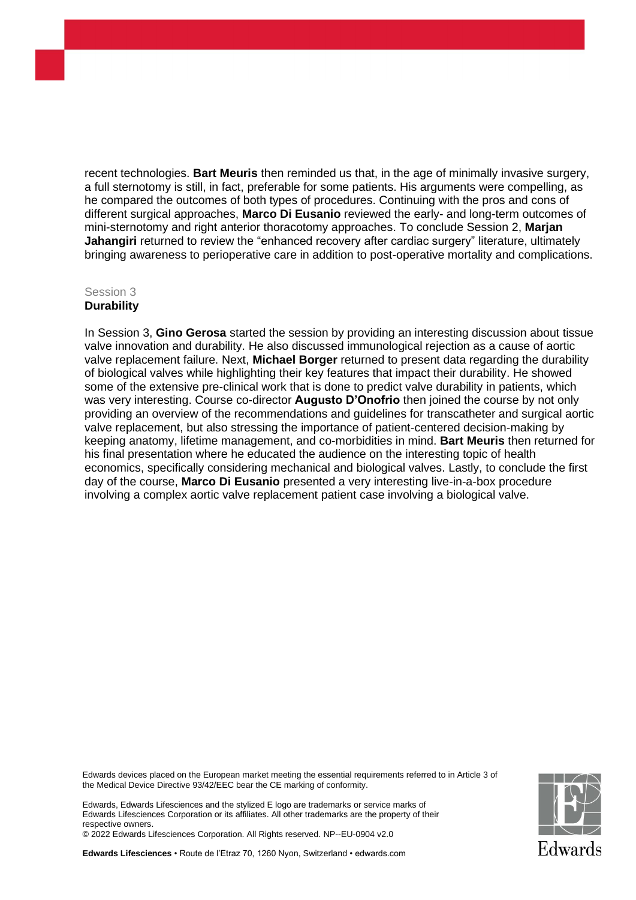recent technologies. **Bart Meuris** then reminded us that, in the age of minimally invasive surgery, a full sternotomy is still, in fact, preferable for some patients. His arguments were compelling, as he compared the outcomes of both types of procedures. Continuing with the pros and cons of different surgical approaches, **Marco Di Eusanio** reviewed the early- and long-term outcomes of mini-sternotomy and right anterior thoracotomy approaches. To conclude Session 2, **Marjan Jahangiri** returned to review the "enhanced recovery after cardiac surgery" literature, ultimately bringing awareness to perioperative care in addition to post-operative mortality and complications.

Session 3

**Durability**

In Session 3, **Gino Gerosa** started the session by providing an interesting discussion about tissue valve innovation and durability. He also discussed immunological rejection as a cause of aortic valve replacement failure. Next, **Michael Borger** returned to present data regarding the durability of biological valves while highlighting their key features that impact their durability. He showed some of the extensive pre-clinical work that is done to predict valve durability in patients, which was very interesting. Course co-director **Augusto D'Onofrio** then joined the course by not only providing an overview of the recommendations and guidelines for transcatheter and surgical aortic valve replacement, but also stressing the importance of patient-centered decision-making by keeping anatomy, lifetime management, and co-morbidities in mind. **Bart Meuris** then returned for his final presentation where he educated the audience on the interesting topic of health economics, specifically considering mechanical and biological valves. Lastly, to conclude the first day of the course, **Marco Di Eusanio** presented a very interesting live-in-a-box procedure involving a complex aortic valve replacement patient case involving a biological valve.

Edwards devices placed on the European market meeting the essential requirements referred to in Article 3 of the Medical Device Directive 93/42/EEC bear the CE marking of conformity.

Edwards, Edwards Lifesciences and the stylized E logo are trademarks or service marks of Edwards Lifesciences Corporation or its affiliates. All other trademarks are the property of their respective owners.
© 2022 Edwards Lifesciences Corporation. All Rights reserved. NP--EU-0904 v2.0

**Edwards Lifesciences** • Route de l'Etraz 70, 1260 Nyon, Switzerland • edwards.com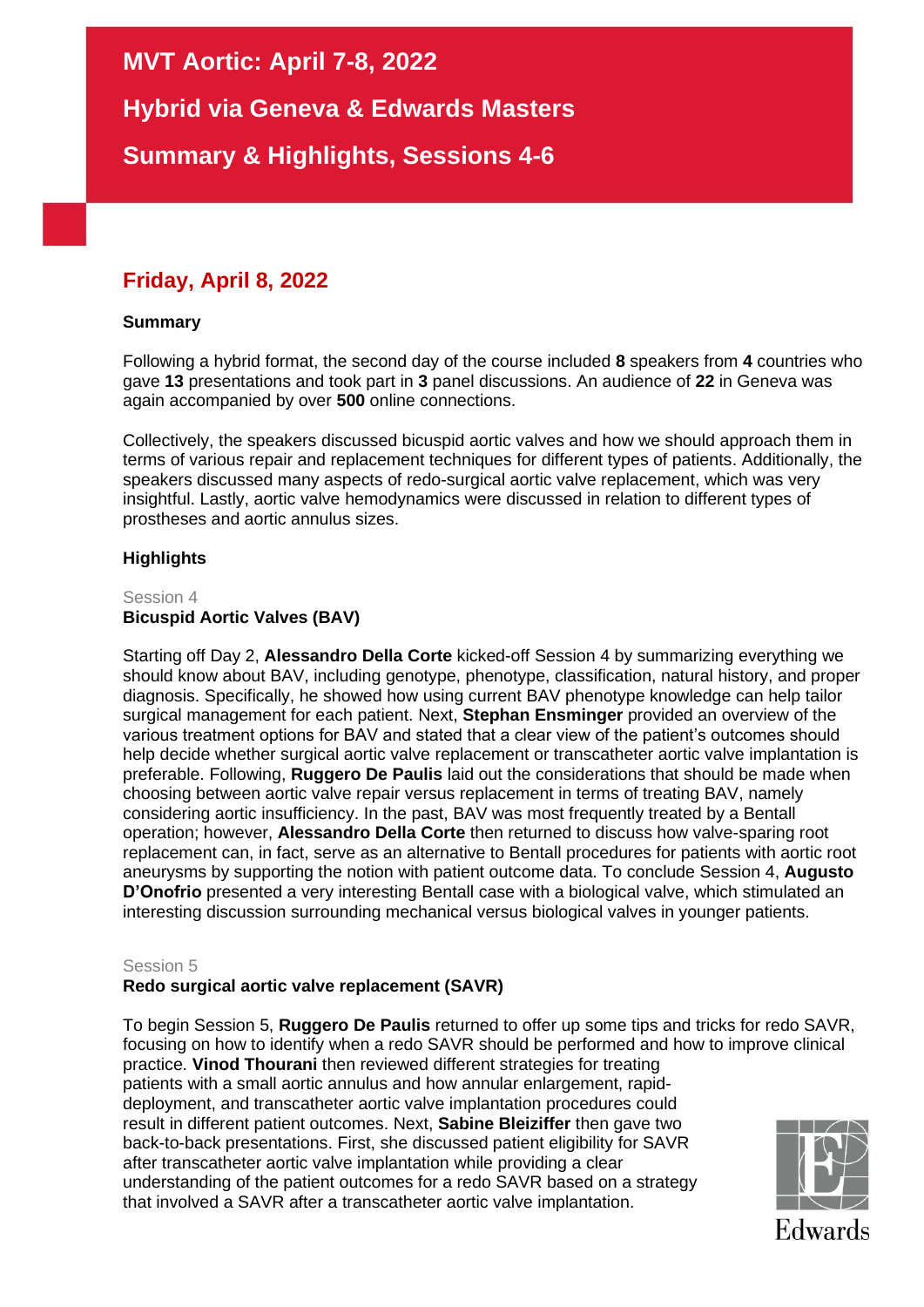# MVT Aortic: April 7-8, 2022

# Hybrid via Geneva & Edwards Masters

# Summary & Highlights, Sessions 4-6

## Friday, April 8, 2022

### Summary

Following a hybrid format, the second day of the course included **8** speakers from **4** countries who gave **13** presentations and took part in **3** panel discussions. An audience of **22** in Geneva was again accompanied by over **500** online connections.

Collectively, the speakers discussed bicuspid aortic valves and how we should approach them in terms of various repair and replacement techniques for different types of patients. Additionally, the speakers discussed many aspects of redo-surgical aortic valve replacement, which was very insightful. Lastly, aortic valve hemodynamics were discussed in relation to different types of prostheses and aortic annulus sizes.

### Highlights

Session 4

**Bicuspid Aortic Valves (BAV)**

Starting off Day 2, **Alessandro Della Corte** kicked-off Session 4 by summarizing everything we should know about BAV, including genotype, phenotype, classification, natural history, and proper diagnosis. Specifically, he showed how using current BAV phenotype knowledge can help tailor surgical management for each patient. Next, **Stephan Ensminger** provided an overview of the various treatment options for BAV and stated that a clear view of the patient's outcomes should help decide whether surgical aortic valve replacement or transcatheter aortic valve implantation is preferable. Following, **Ruggero De Paulis** laid out the considerations that should be made when choosing between aortic valve repair versus replacement in terms of treating BAV, namely considering aortic insufficiency. In the past, BAV was most frequently treated by a Bentall operation; however, **Alessandro Della Corte** then returned to discuss how valve-sparing root replacement can, in fact, serve as an alternative to Bentall procedures for patients with aortic root aneurysms by supporting the notion with patient outcome data. To conclude Session 4, **Augusto D'Onofrio** presented a very interesting Bentall case with a biological valve, which stimulated an interesting discussion surrounding mechanical versus biological valves in younger patients.

Session 5

**Redo surgical aortic valve replacement (SAVR)**

To begin Session 5, **Ruggero De Paulis** returned to offer up some tips and tricks for redo SAVR, focusing on how to identify when a redo SAVR should be performed and how to improve clinical practice. **Vinod Thourani** then reviewed different strategies for treating patients with a small aortic annulus and how annular enlargement, rapid-deployment, and transcatheter aortic valve implantation procedures could result in different patient outcomes. Next, **Sabine Bleiziffer** then gave two back-to-back presentations. First, she discussed patient eligibility for SAVR after transcatheter aortic valve implantation while providing a clear understanding of the patient outcomes for a redo SAVR based on a strategy that involved a SAVR after a transcatheter aortic valve implantation.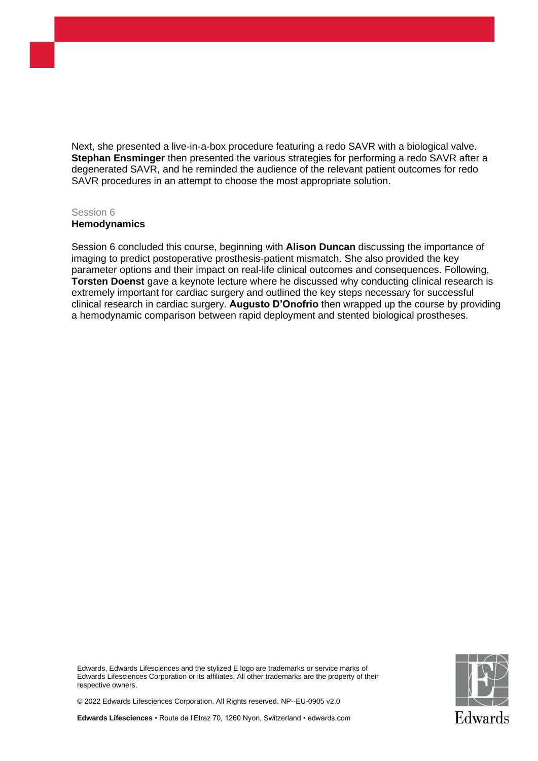Next, she presented a live-in-a-box procedure featuring a redo SAVR with a biological valve. **Stephan Ensminger** then presented the various strategies for performing a redo SAVR after a degenerated SAVR, and he reminded the audience of the relevant patient outcomes for redo SAVR procedures in an attempt to choose the most appropriate solution.

Session 6

## Hemodynamics

Session 6 concluded this course, beginning with **Alison Duncan** discussing the importance of imaging to predict postoperative prosthesis-patient mismatch. She also provided the key parameter options and their impact on real-life clinical outcomes and consequences. Following, **Torsten Doenst** gave a keynote lecture where he discussed why conducting clinical research is extremely important for cardiac surgery and outlined the key steps necessary for successful clinical research in cardiac surgery. **Augusto D'Onofrio** then wrapped up the course by providing a hemodynamic comparison between rapid deployment and stented biological prostheses.

Edwards, Edwards Lifesciences and the stylized E logo are trademarks or service marks of Edwards Lifesciences Corporation or its affiliates. All other trademarks are the property of their respective owners.

© 2022 Edwards Lifesciences Corporation. All Rights reserved. NP--EU-0905 v2.0

**Edwards Lifesciences** • Route de l'Etraz 70, 1260 Nyon, Switzerland • edwards.com

Edwards